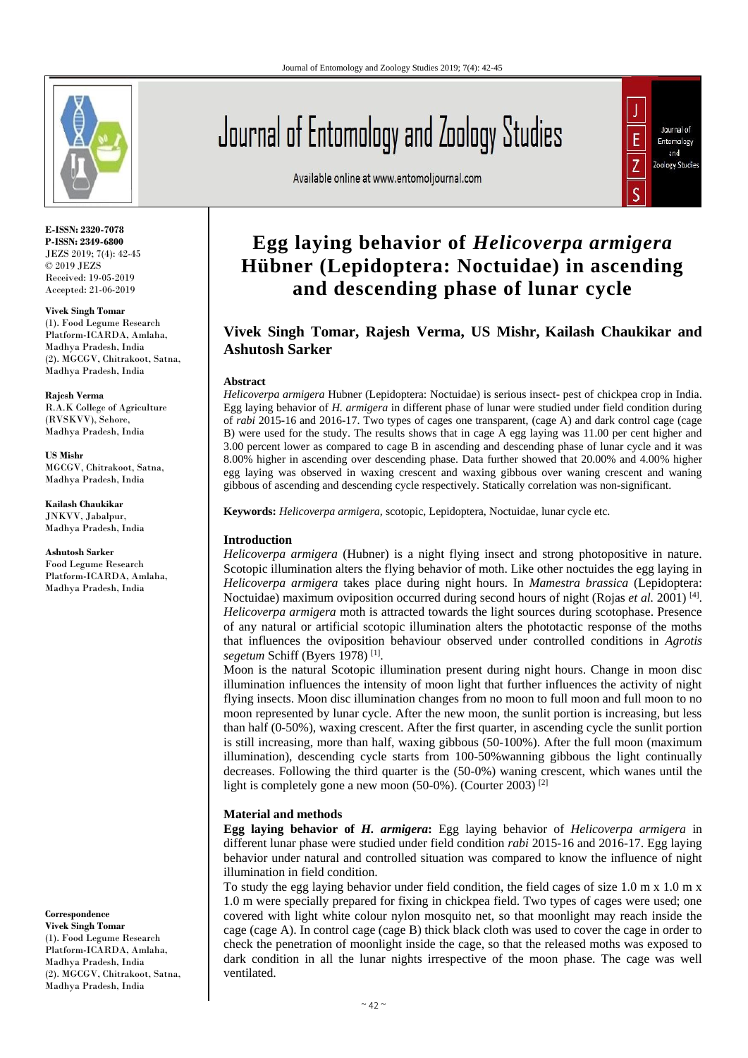**E-ISSN: 2320-7078**
**P-ISSN: 2349-6800**
JEZS 2019; 7(4): 42-45
© 2019 JEZS
Received: 19-05-2019
Accepted: 21-06-2019

**Vivek Singh Tomar**
(1). Food Legume Research Platform-ICARDA, Amlaha, Madhya Pradesh, India
(2). MGCGV, Chitrakoot, Satna, Madhya Pradesh, India

**Rajesh Verma**
R.A.K College of Agriculture (RVSKVV), Sehore, Madhya Pradesh, India

**US Mishr**
MGCGV, Chitrakoot, Satna, Madhya Pradesh, India

**Kailash Chaukikar**
JNKVV, Jabalpur, Madhya Pradesh, India

**Ashutosh Sarker**
Food Legume Research Platform-ICARDA, Amlaha, Madhya Pradesh, India

**Correspondence**
**Vivek Singh Tomar**
(1). Food Legume Research Platform-ICARDA, Amlaha, Madhya Pradesh, India
(2). MGCGV, Chitrakoot, Satna, Madhya Pradesh, India

# Egg laying behavior of *Helicoverpa armigera* Hübner (Lepidoptera: Noctuidae) in ascending and descending phase of lunar cycle

**Vivek Singh Tomar, Rajesh Verma, US Mishr, Kailash Chaukikar and Ashutosh Sarker**

## Abstract

*Helicoverpa armigera* Hubner (Lepidoptera: Noctuidae) is serious insect- pest of chickpea crop in India. Egg laying behavior of *H. armigera* in different phase of lunar were studied under field condition during of *rabi* 2015-16 and 2016-17. Two types of cages one transparent, (cage A) and dark control cage (cage B) were used for the study. The results shows that in cage A egg laying was 11.00 per cent higher and 3.00 percent lower as compared to cage B in ascending and descending phase of lunar cycle and it was 8.00% higher in ascending over descending phase. Data further showed that 20.00% and 4.00% higher egg laying was observed in waxing crescent and waxing gibbous over waning crescent and waning gibbous of ascending and descending cycle respectively. Statically correlation was non-significant.

**Keywords:** *Helicoverpa armigera,* scotopic, Lepidoptera, Noctuidae, lunar cycle etc.

## Introduction

*Helicoverpa armigera* (Hubner) is a night flying insect and strong photopositive in nature. Scotopic illumination alters the flying behavior of moth. Like other noctuides the egg laying in *Helicoverpa armigera* takes place during night hours. In *Mamestra brassica* (Lepidoptera: Noctuidae) maximum oviposition occurred during second hours of night (Rojas *et al.* 2001) [4]. *Helicoverpa armigera* moth is attracted towards the light sources during scotophase. Presence of any natural or artificial scotopic illumination alters the phototactic response of the moths that influences the oviposition behaviour observed under controlled conditions in *Agrotis segetum* Schiff (Byers 1978) [1].

Moon is the natural Scotopic illumination present during night hours. Change in moon disc illumination influences the intensity of moon light that further influences the activity of night flying insects. Moon disc illumination changes from no moon to full moon and full moon to no moon represented by lunar cycle. After the new moon, the sunlit portion is increasing, but less than half (0-50%), waxing crescent. After the first quarter, in ascending cycle the sunlit portion is still increasing, more than half, waxing gibbous (50-100%). After the full moon (maximum illumination), descending cycle starts from 100-50%wanning gibbous the light continually decreases. Following the third quarter is the (50-0%) waning crescent, which wanes until the light is completely gone a new moon (50-0%). (Courter 2003) [2]

## Material and methods

**Egg laying behavior of *H. armigera*:** Egg laying behavior of *Helicoverpa armigera* in different lunar phase were studied under field condition *rabi* 2015-16 and 2016-17. Egg laying behavior under natural and controlled situation was compared to know the influence of night illumination in field condition.

To study the egg laying behavior under field condition, the field cages of size 1.0 m x 1.0 m x 1.0 m were specially prepared for fixing in chickpea field. Two types of cages were used; one covered with light white colour nylon mosquito net, so that moonlight may reach inside the cage (cage A). In control cage (cage B) thick black cloth was used to cover the cage in order to check the penetration of moonlight inside the cage, so that the released moths was exposed to dark condition in all the lunar nights irrespective of the moon phase. The cage was well ventilated.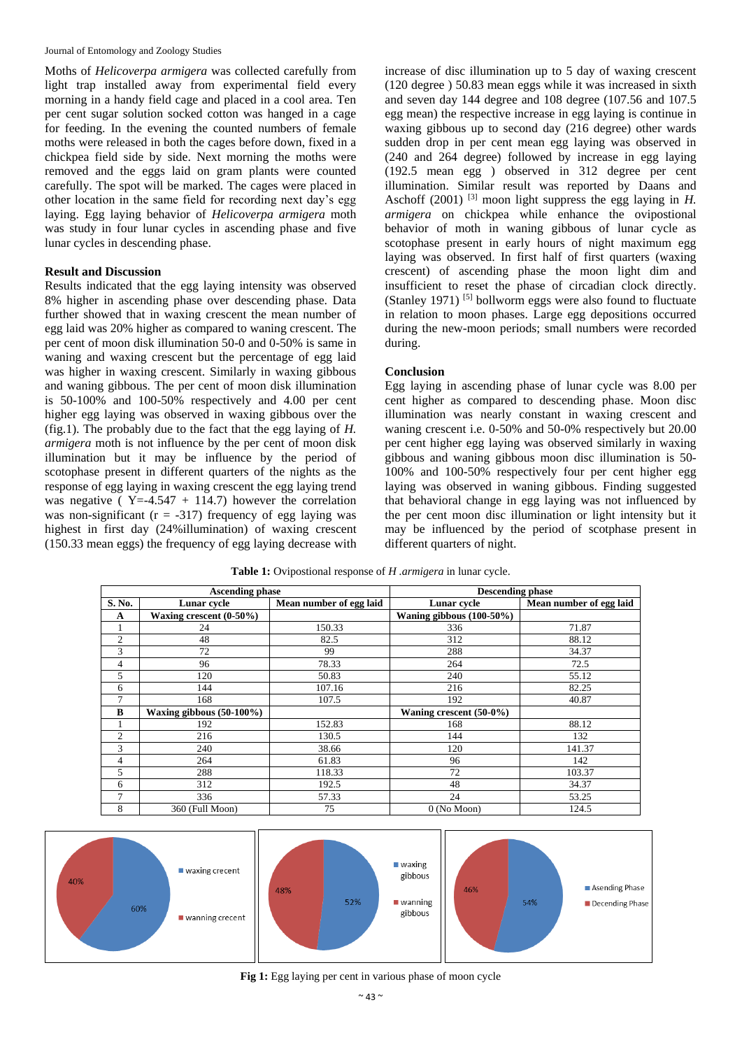Moths of *Helicoverpa armigera* was collected carefully from light trap installed away from experimental field every morning in a handy field cage and placed in a cool area. Ten per cent sugar solution socked cotton was hanged in a cage for feeding. In the evening the counted numbers of female moths were released in both the cages before down, fixed in a chickpea field side by side. Next morning the moths were removed and the eggs laid on gram plants were counted carefully. The spot will be marked. The cages were placed in other location in the same field for recording next day's egg laying. Egg laying behavior of *Helicoverpa armigera* moth was study in four lunar cycles in ascending phase and five lunar cycles in descending phase.

## Result and Discussion

Results indicated that the egg laying intensity was observed 8% higher in ascending phase over descending phase. Data further showed that in waxing crescent the mean number of egg laid was 20% higher as compared to waning crescent. The per cent of moon disk illumination 50-0 and 0-50% is same in waning and waxing crescent but the percentage of egg laid was higher in waxing crescent. Similarly in waxing gibbous and waning gibbous. The per cent of moon disk illumination is 50-100% and 100-50% respectively and 4.00 per cent higher egg laying was observed in waxing gibbous over the (fig.1). The probably due to the fact that the egg laying of *H. armigera* moth is not influence by the per cent of moon disk illumination but it may be influence by the period of scotophase present in different quarters of the nights as the response of egg laying in waxing crescent the egg laying trend was negative ( Y=-4.547 + 114.7) however the correlation was non-significant (r = -317) frequency of egg laying was highest in first day (24%illumination) of waxing crescent (150.33 mean eggs) the frequency of egg laying decrease with increase of disc illumination up to 5 day of waxing crescent (120 degree ) 50.83 mean eggs while it was increased in sixth and seven day 144 degree and 108 degree (107.56 and 107.5 egg mean) the respective increase in egg laying is continue in waxing gibbous up to second day (216 degree) other wards sudden drop in per cent mean egg laying was observed in (240 and 264 degree) followed by increase in egg laying (192.5 mean egg ) observed in 312 degree per cent illumination. Similar result was reported by Daans and Aschoff (2001) [3] moon light suppress the egg laying in *H. armigera* on chickpea while enhance the ovipostional behavior of moth in waning gibbous of lunar cycle as scotophase present in early hours of night maximum egg laying was observed. In first half of first quarters (waxing crescent) of ascending phase the moon light dim and insufficient to reset the phase of circadian clock directly. (Stanley 1971) [5] bollworm eggs were also found to fluctuate in relation to moon phases. Large egg depositions occurred during the new-moon periods; small numbers were recorded during.

## Conclusion

Egg laying in ascending phase of lunar cycle was 8.00 per cent higher as compared to descending phase. Moon disc illumination was nearly constant in waxing crescent and waning crescent i.e. 0-50% and 50-0% respectively but 20.00 per cent higher egg laying was observed similarly in waxing gibbous and waning gibbous moon disc illumination is 50-100% and 100-50% respectively four per cent higher egg laying was observed in waning gibbous. Finding suggested that behavioral change in egg laying was not influenced by the per cent moon disc illumination or light intensity but it may be influenced by the period of scotphase present in different quarters of night.

**Table 1:** Ovipostional response of *H .armigera* in lunar cycle.

| | **Ascending phase** | | **Descending phase** | |
|---|---|---|---|---|
| **S. No.** | **Lunar cycle** | **Mean number of egg laid** | **Lunar cycle** | **Mean number of egg laid** |
| **A** | **Waxing crescent (0-50%)** | | **Waning gibbous (100-50%)** | |
| 1 | 24 | 150.33 | 336 | 71.87 |
| 2 | 48 | 82.5 | 312 | 88.12 |
| 3 | 72 | 99 | 288 | 34.37 |
| 4 | 96 | 78.33 | 264 | 72.5 |
| 5 | 120 | 50.83 | 240 | 55.12 |
| 6 | 144 | 107.16 | 216 | 82.25 |
| 7 | 168 | 107.5 | 192 | 40.87 |
| **B** | **Waxing gibbous (50-100%)** | | **Waning crescent (50-0%)** | |
| 1 | 192 | 152.83 | 168 | 88.12 |
| 2 | 216 | 130.5 | 144 | 132 |
| 3 | 240 | 38.66 | 120 | 141.37 |
| 4 | 264 | 61.83 | 96 | 142 |
| 5 | 288 | 118.33 | 72 | 103.37 |
| 6 | 312 | 192.5 | 48 | 34.37 |
| 7 | 336 | 57.33 | 24 | 53.25 |
| 8 | 360 (Full Moon) | 75 | 0 (No Moon) | 124.5 |

**Fig 1:** Egg laying per cent in various phase of moon cycle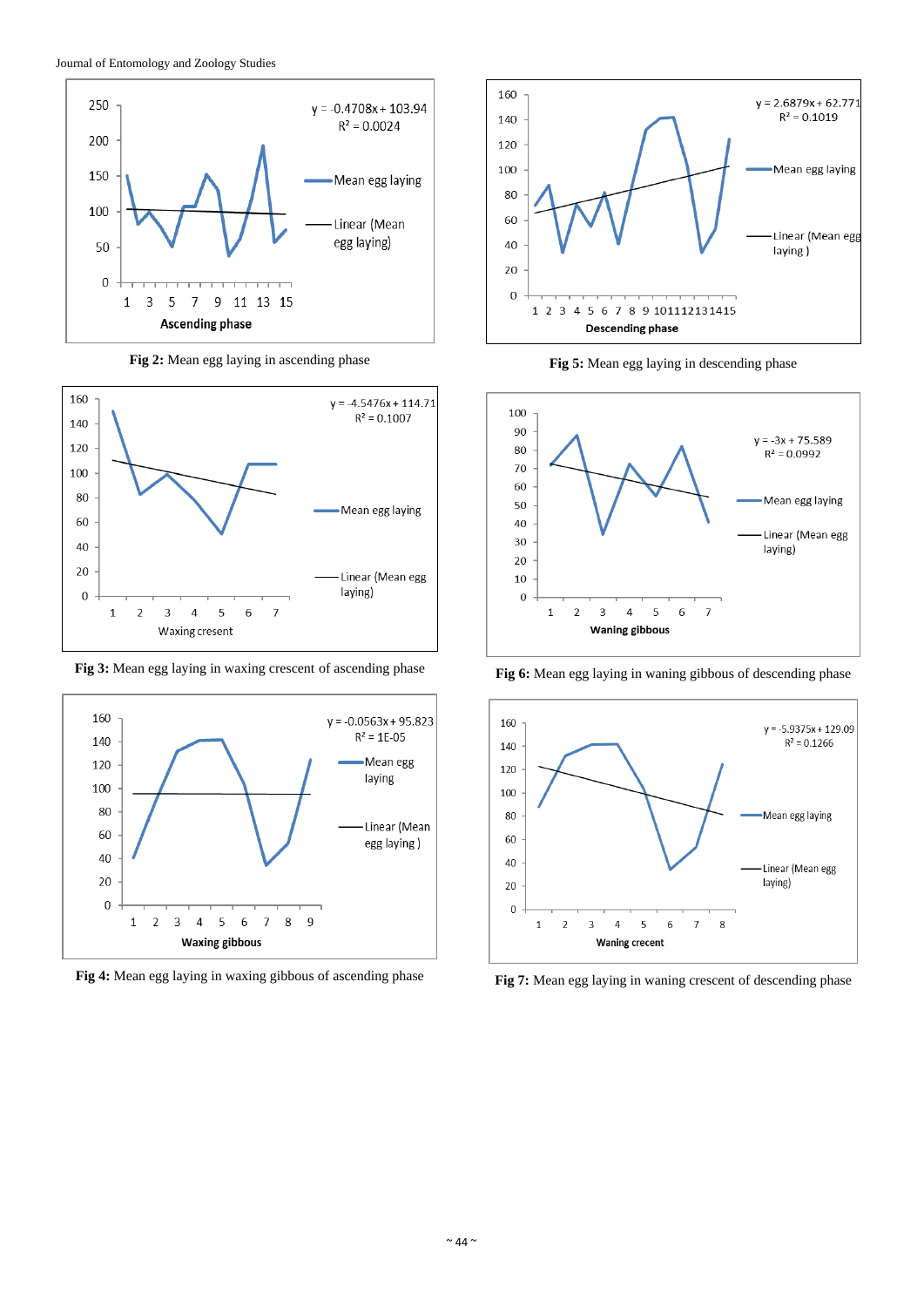**Fig 2:** Mean egg laying in ascending phase

**Fig 5:** Mean egg laying in descending phase

**Fig 3:** Mean egg laying in waxing crescent of ascending phase

**Fig 6:** Mean egg laying in waning gibbous of descending phase

**Fig 4:** Mean egg laying in waxing gibbous of ascending phase

**Fig 7:** Mean egg laying in waning crescent of descending phase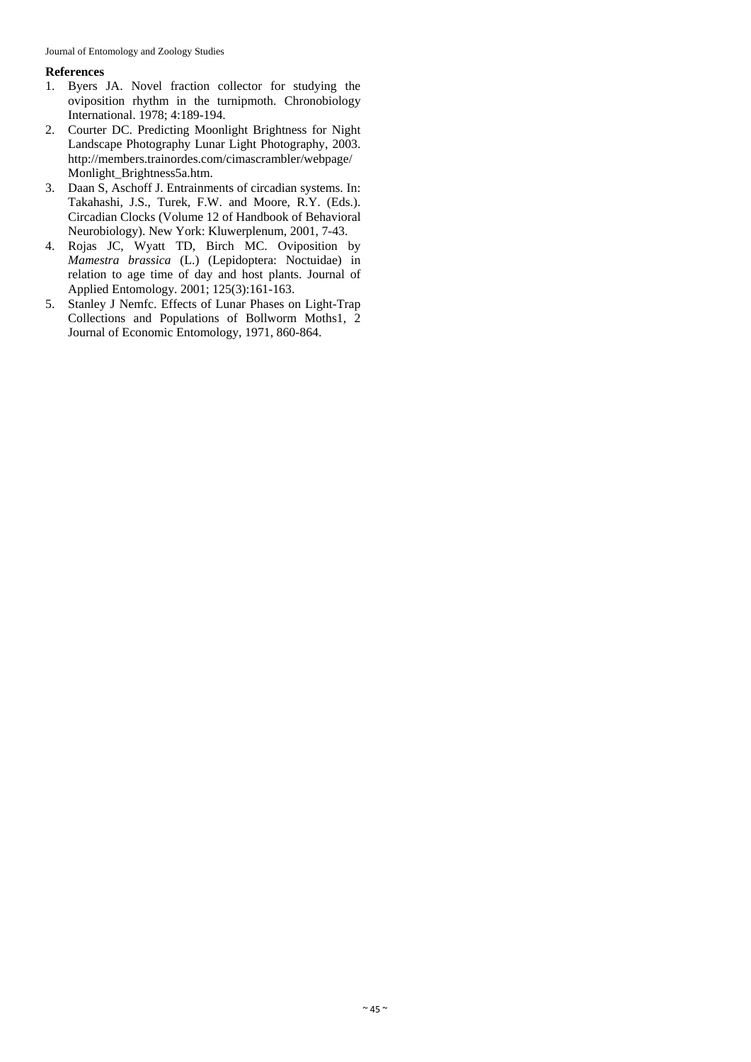## References

1. Byers JA. Novel fraction collector for studying the oviposition rhythm in the turnipmoth. Chronobiology International. 1978; 4:189-194.
2. Courter DC. Predicting Moonlight Brightness for Night Landscape Photography Lunar Light Photography, 2003. http://members.trainordes.com/cimascrambler/webpage/Monlight_Brightness5a.htm.
3. Daan S, Aschoff J. Entrainments of circadian systems. In: Takahashi, J.S., Turek, F.W. and Moore, R.Y. (Eds.). Circadian Clocks (Volume 12 of Handbook of Behavioral Neurobiology). New York: Kluwerplenum, 2001, 7-43.
4. Rojas JC, Wyatt TD, Birch MC. Oviposition by *Mamestra brassica* (L.) (Lepidoptera: Noctuidae) in relation to age time of day and host plants. Journal of Applied Entomolgy. 2001; 125(3):161-163.
5. Stanley J Nemfc. Effects of Lunar Phases on Light-Trap Collections and Populations of Bollworm Moths1, 2 Journal of Economic Entomology, 1971, 860-864.